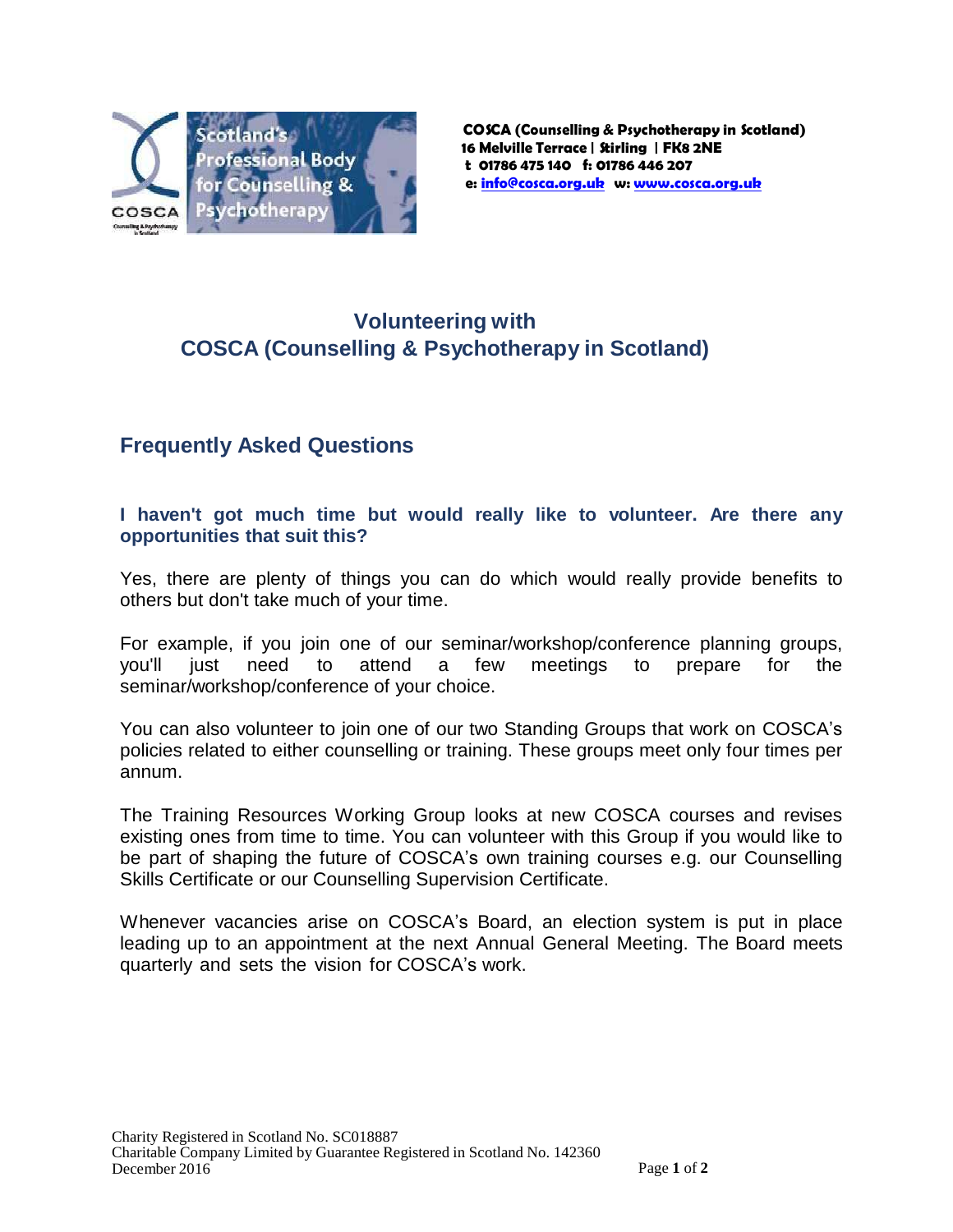**COSCA (Counselling & Psychotherapy in Scotland)**
**16 Melville Terrace | Stirling | FK8 2NE**
**t 01786 475 140 f: 01786 446 207**
**e: info@cosca.org.uk w: www.cosca.org.uk**

# Volunteering with COSCA (Counselling & Psychotherapy in Scotland)

## Frequently Asked Questions

### I haven't got much time but would really like to volunteer. Are there any opportunities that suit this?

Yes, there are plenty of things you can do which would really provide benefits to others but don't take much of your time.

For example, if you join one of our seminar/workshop/conference planning groups, you'll just need to attend a few meetings to prepare for the seminar/workshop/conference of your choice.

You can also volunteer to join one of our two Standing Groups that work on COSCA's policies related to either counselling or training. These groups meet only four times per annum.

The Training Resources Working Group looks at new COSCA courses and revises existing ones from time to time. You can volunteer with this Group if you would like to be part of shaping the future of COSCA's own training courses e.g. our Counselling Skills Certificate or our Counselling Supervision Certificate.

Whenever vacancies arise on COSCA's Board, an election system is put in place leading up to an appointment at the next Annual General Meeting. The Board meets quarterly and sets the vision for COSCA's work.

Charity Registered in Scotland No. SC018887
Charitable Company Limited by Guarantee Registered in Scotland No. 142360
December 2016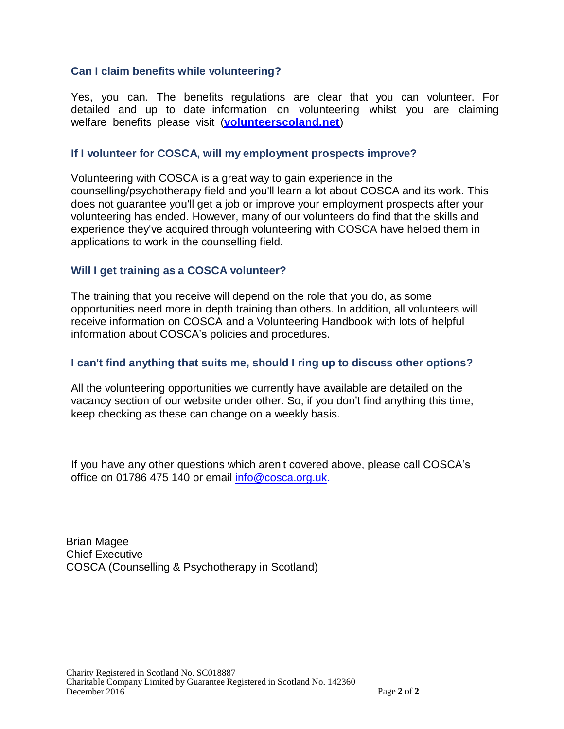### Can I claim benefits while volunteering?

Yes, you can. The benefits regulations are clear that you can volunteer. For detailed and up to date information on volunteering whilst you are claiming welfare benefits please visit (**volunteerscoland.net**)

### If I volunteer for COSCA, will my employment prospects improve?

Volunteering with COSCA is a great way to gain experience in the counselling/psychotherapy field and you'll learn a lot about COSCA and its work. This does not guarantee you'll get a job or improve your employment prospects after your volunteering has ended. However, many of our volunteers do find that the skills and experience they've acquired through volunteering with COSCA have helped them in applications to work in the counselling field.

### Will I get training as a COSCA volunteer?

The training that you receive will depend on the role that you do, as some opportunities need more in depth training than others. In addition, all volunteers will receive information on COSCA and a Volunteering Handbook with lots of helpful information about COSCA's policies and procedures.

### I can't find anything that suits me, should I ring up to discuss other options?

All the volunteering opportunities we currently have available are detailed on the vacancy section of our website under other. So, if you don't find anything this time, keep checking as these can change on a weekly basis.

If you have any other questions which aren't covered above, please call COSCA's office on 01786 475 140 or email info@cosca.org.uk.

Brian Magee
Chief Executive
COSCA (Counselling & Psychotherapy in Scotland)

Charity Registered in Scotland No. SC018887
Charitable Company Limited by Guarantee Registered in Scotland No. 142360
December 2016